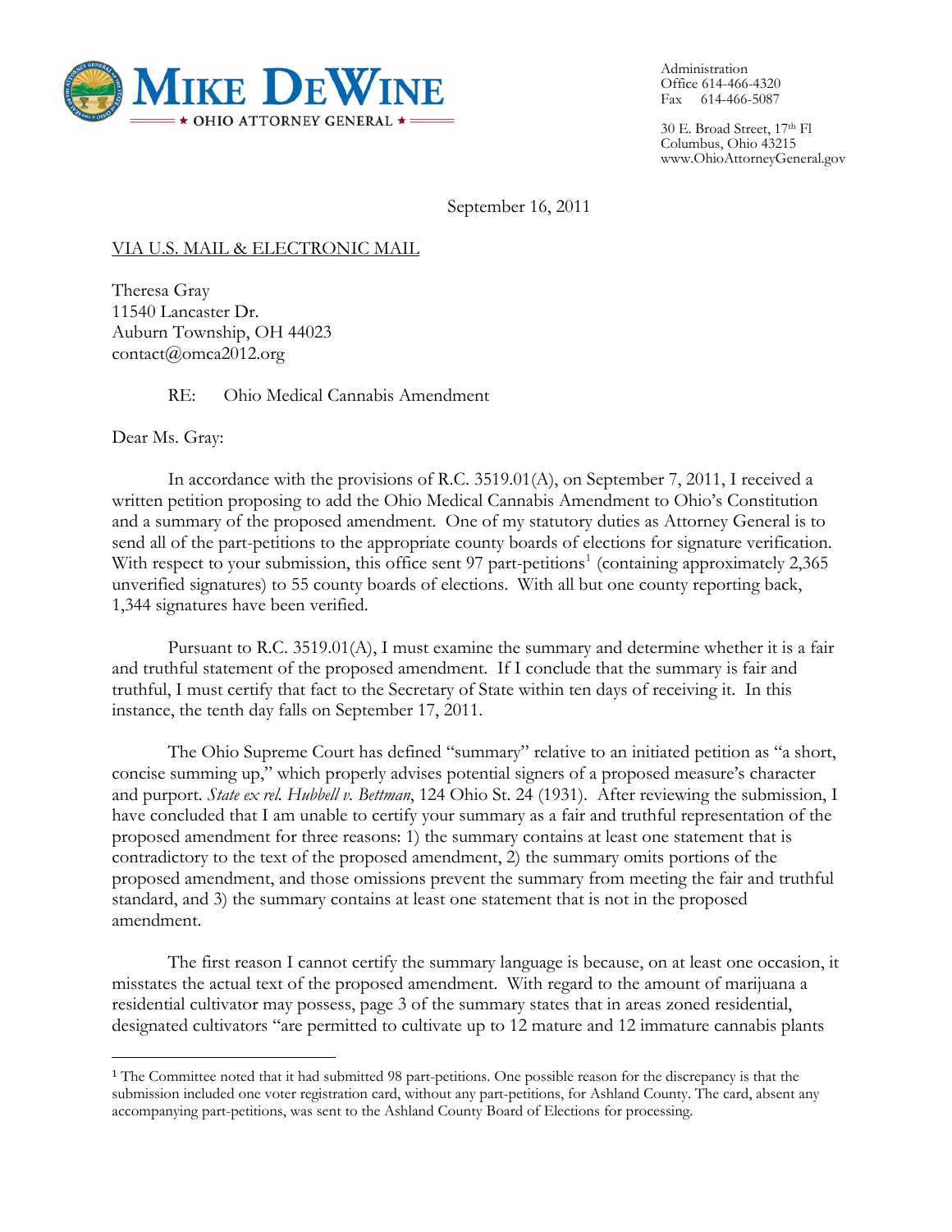**MIKE DEWINE**
★ OHIO ATTORNEY GENERAL ★

Administration
Office 614-466-4320
Fax 614-466-5087

30 E. Broad Street, 17th Fl
Columbus, Ohio 43215
www.OhioAttorneyGeneral.gov

September 16, 2011

VIA U.S. MAIL & ELECTRONIC MAIL

Theresa Gray
11540 Lancaster Dr.
Auburn Township, OH 44023
contact@omca2012.org

RE: Ohio Medical Cannabis Amendment

Dear Ms. Gray:

In accordance with the provisions of R.C. 3519.01(A), on September 7, 2011, I received a written petition proposing to add the Ohio Medical Cannabis Amendment to Ohio's Constitution and a summary of the proposed amendment. One of my statutory duties as Attorney General is to send all of the part-petitions to the appropriate county boards of elections for signature verification. With respect to your submission, this office sent 97 part-petitions[1] (containing approximately 2,365 unverified signatures) to 55 county boards of elections. With all but one county reporting back, 1,344 signatures have been verified.

Pursuant to R.C. 3519.01(A), I must examine the summary and determine whether it is a fair and truthful statement of the proposed amendment. If I conclude that the summary is fair and truthful, I must certify that fact to the Secretary of State within ten days of receiving it. In this instance, the tenth day falls on September 17, 2011.

The Ohio Supreme Court has defined "summary" relative to an initiated petition as "a short, concise summing up," which properly advises potential signers of a proposed measure's character and purport. *State ex rel. Hubbell v. Bettman*, 124 Ohio St. 24 (1931). After reviewing the submission, I have concluded that I am unable to certify your summary as a fair and truthful representation of the proposed amendment for three reasons: 1) the summary contains at least one statement that is contradictory to the text of the proposed amendment, 2) the summary omits portions of the proposed amendment, and those omissions prevent the summary from meeting the fair and truthful standard, and 3) the summary contains at least one statement that is not in the proposed amendment.

The first reason I cannot certify the summary language is because, on at least one occasion, it misstates the actual text of the proposed amendment. With regard to the amount of marijuana a residential cultivator may possess, page 3 of the summary states that in areas zoned residential, designated cultivators "are permitted to cultivate up to 12 mature and 12 immature cannabis plants

---

[1] The Committee noted that it had submitted 98 part-petitions. One possible reason for the discrepancy is that the submission included one voter registration card, without any part-petitions, for Ashland County. The card, absent any accompanying part-petitions, was sent to the Ashland County Board of Elections for processing.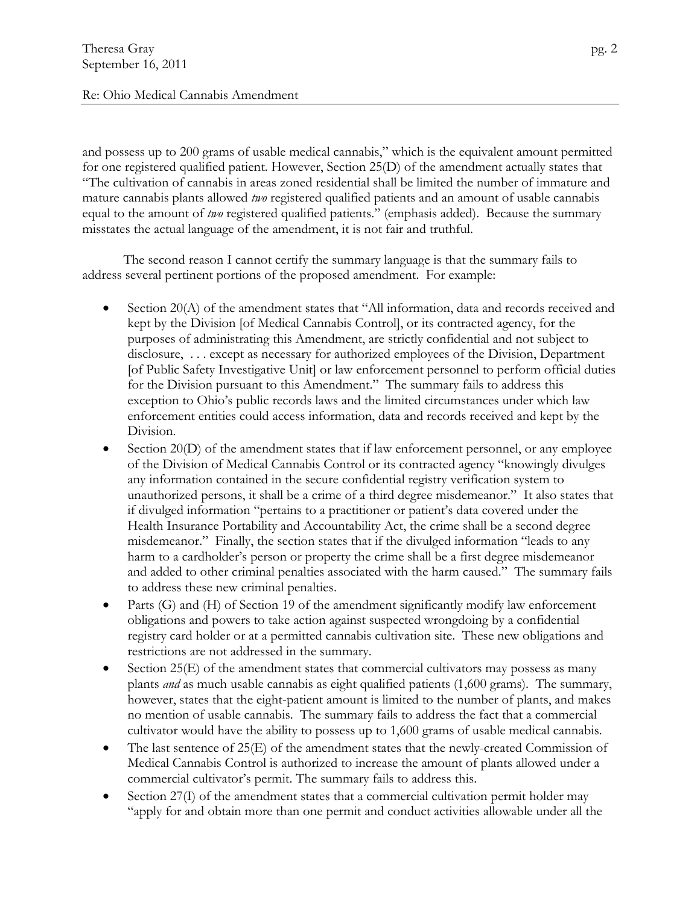and possess up to 200 grams of usable medical cannabis," which is the equivalent amount permitted for one registered qualified patient. However, Section 25(D) of the amendment actually states that "The cultivation of cannabis in areas zoned residential shall be limited the number of immature and mature cannabis plants allowed *two* registered qualified patients and an amount of usable cannabis equal to the amount of *two* registered qualified patients." (emphasis added). Because the summary misstates the actual language of the amendment, it is not fair and truthful.

The second reason I cannot certify the summary language is that the summary fails to address several pertinent portions of the proposed amendment. For example:

- Section 20(A) of the amendment states that "All information, data and records received and kept by the Division [of Medical Cannabis Control], or its contracted agency, for the purposes of administrating this Amendment, are strictly confidential and not subject to disclosure, . . . except as necessary for authorized employees of the Division, Department [of Public Safety Investigative Unit] or law enforcement personnel to perform official duties for the Division pursuant to this Amendment." The summary fails to address this exception to Ohio's public records laws and the limited circumstances under which law enforcement entities could access information, data and records received and kept by the Division.
- Section 20(D) of the amendment states that if law enforcement personnel, or any employee of the Division of Medical Cannabis Control or its contracted agency "knowingly divulges any information contained in the secure confidential registry verification system to unauthorized persons, it shall be a crime of a third degree misdemeanor." It also states that if divulged information "pertains to a practitioner or patient's data covered under the Health Insurance Portability and Accountability Act, the crime shall be a second degree misdemeanor." Finally, the section states that if the divulged information "leads to any harm to a cardholder's person or property the crime shall be a first degree misdemeanor and added to other criminal penalties associated with the harm caused." The summary fails to address these new criminal penalties.
- Parts (G) and (H) of Section 19 of the amendment significantly modify law enforcement obligations and powers to take action against suspected wrongdoing by a confidential registry card holder or at a permitted cannabis cultivation site. These new obligations and restrictions are not addressed in the summary.
- Section 25(E) of the amendment states that commercial cultivators may possess as many plants *and* as much usable cannabis as eight qualified patients (1,600 grams). The summary, however, states that the eight-patient amount is limited to the number of plants, and makes no mention of usable cannabis. The summary fails to address the fact that a commercial cultivator would have the ability to possess up to 1,600 grams of usable medical cannabis.
- The last sentence of 25(E) of the amendment states that the newly-created Commission of Medical Cannabis Control is authorized to increase the amount of plants allowed under a commercial cultivator's permit. The summary fails to address this.
- Section 27(I) of the amendment states that a commercial cultivation permit holder may "apply for and obtain more than one permit and conduct activities allowable under all the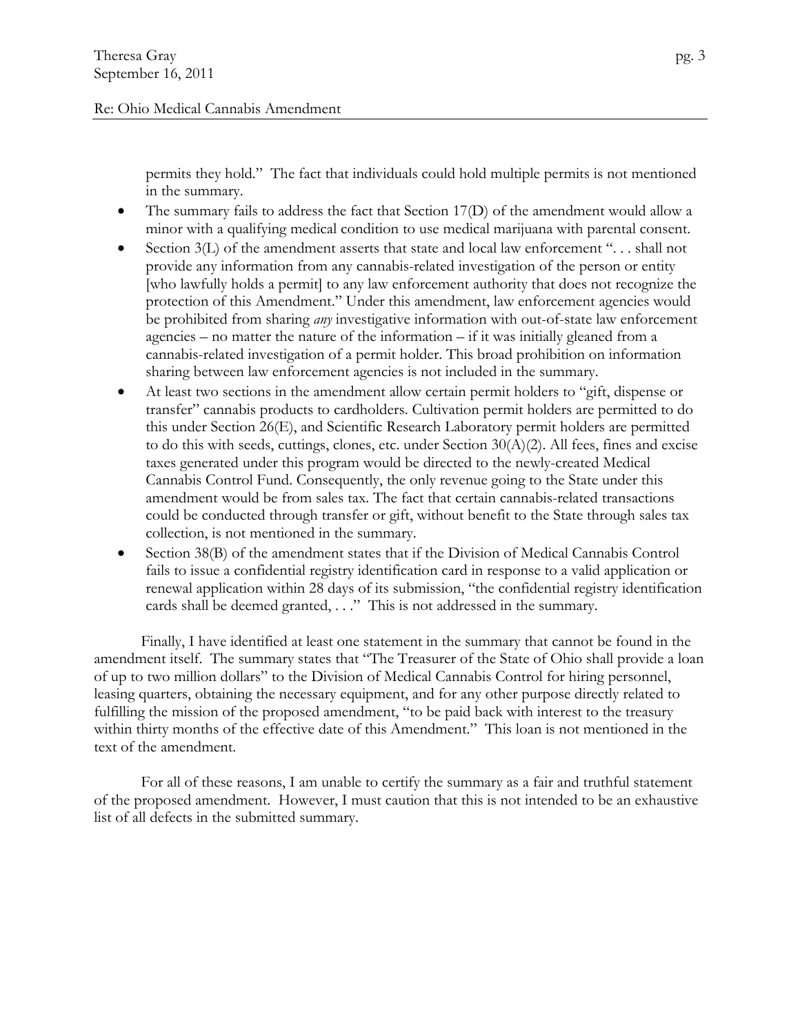permits they hold." The fact that individuals could hold multiple permits is not mentioned in the summary.

- The summary fails to address the fact that Section 17(D) of the amendment would allow a minor with a qualifying medical condition to use medical marijuana with parental consent.
- Section 3(L) of the amendment asserts that state and local law enforcement ". . . shall not provide any information from any cannabis-related investigation of the person or entity [who lawfully holds a permit] to any law enforcement authority that does not recognize the protection of this Amendment." Under this amendment, law enforcement agencies would be prohibited from sharing *any* investigative information with out-of-state law enforcement agencies – no matter the nature of the information – if it was initially gleaned from a cannabis-related investigation of a permit holder. This broad prohibition on information sharing between law enforcement agencies is not included in the summary.
- At least two sections in the amendment allow certain permit holders to "gift, dispense or transfer" cannabis products to cardholders. Cultivation permit holders are permitted to do this under Section 26(E), and Scientific Research Laboratory permit holders are permitted to do this with seeds, cuttings, clones, etc. under Section 30(A)(2). All fees, fines and excise taxes generated under this program would be directed to the newly-created Medical Cannabis Control Fund. Consequently, the only revenue going to the State under this amendment would be from sales tax. The fact that certain cannabis-related transactions could be conducted through transfer or gift, without benefit to the State through sales tax collection, is not mentioned in the summary.
- Section 38(B) of the amendment states that if the Division of Medical Cannabis Control fails to issue a confidential registry identification card in response to a valid application or renewal application within 28 days of its submission, "the confidential registry identification cards shall be deemed granted, . . ." This is not addressed in the summary.

Finally, I have identified at least one statement in the summary that cannot be found in the amendment itself. The summary states that "The Treasurer of the State of Ohio shall provide a loan of up to two million dollars" to the Division of Medical Cannabis Control for hiring personnel, leasing quarters, obtaining the necessary equipment, and for any other purpose directly related to fulfilling the mission of the proposed amendment, "to be paid back with interest to the treasury within thirty months of the effective date of this Amendment." This loan is not mentioned in the text of the amendment.

For all of these reasons, I am unable to certify the summary as a fair and truthful statement of the proposed amendment. However, I must caution that this is not intended to be an exhaustive list of all defects in the submitted summary.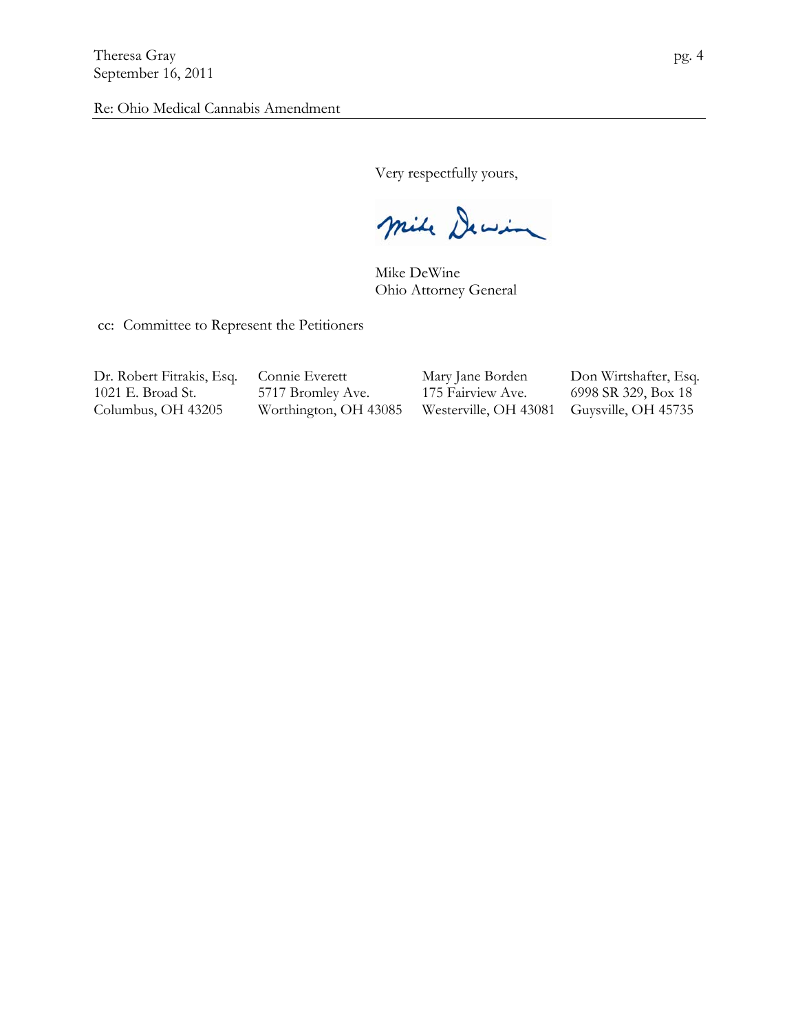Very respectfully yours,

Mike DeWine
Ohio Attorney General

cc: Committee to Represent the Petitioners

| Dr. Robert Fitrakis, Esq. | Connie Everett | Mary Jane Borden | Don Wirtshafter, Esq. |
|---|---|---|---|
| 1021 E. Broad St. | 5717 Bromley Ave. | 175 Fairview Ave. | 6998 SR 329, Box 18 |
| Columbus, OH 43205 | Worthington, OH 43085 | Westerville, OH 43081 | Guysville, OH 45735 |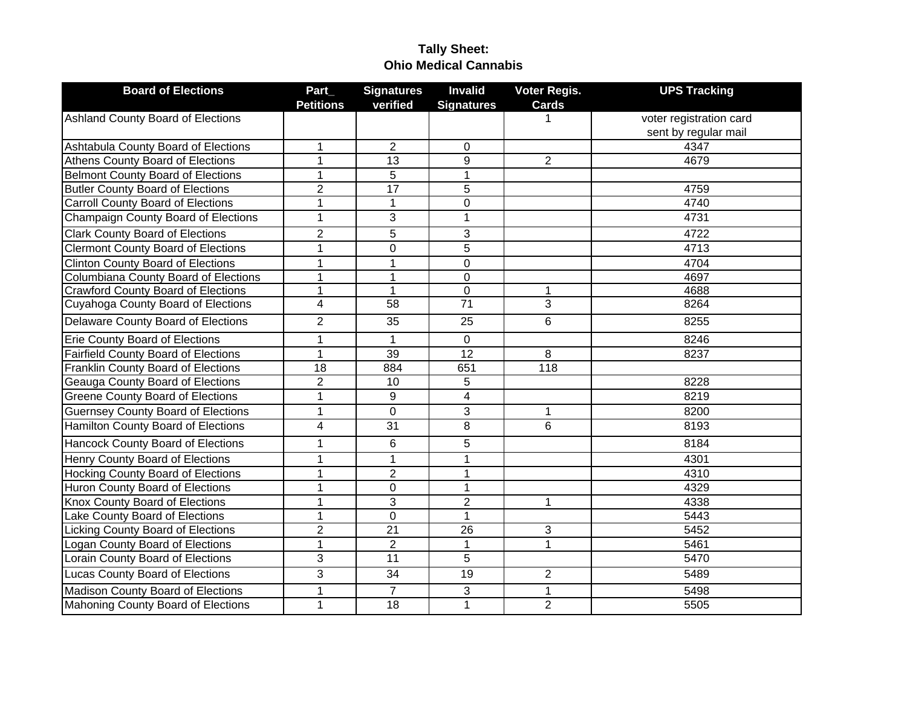**Tally Sheet:**
**Ohio Medical Cannabis**

| Board of Elections | Part_ Petitions | Signatures verified | Invalid Signatures | Voter Regis. Cards | UPS Tracking |
|---|---|---|---|---|---|
| Ashland County Board of Elections | | | | 1 | voter registration card sent by regular mail |
| Ashtabula County Board of Elections | 1 | 2 | 0 | | 4347 |
| Athens County Board of Elections | 1 | 13 | 9 | 2 | 4679 |
| Belmont County Board of Elections | 1 | 5 | 1 | | |
| Butler County Board of Elections | 2 | 17 | 5 | | 4759 |
| Carroll County Board of Elections | 1 | 1 | 0 | | 4740 |
| Champaign County Board of Elections | 1 | 3 | 1 | | 4731 |
| Clark County Board of Elections | 2 | 5 | 3 | | 4722 |
| Clermont County Board of Elections | 1 | 0 | 5 | | 4713 |
| Clinton County Board of Elections | 1 | 1 | 0 | | 4704 |
| Columbiana County Board of Elections | 1 | 1 | 0 | | 4697 |
| Crawford County Board of Elections | 1 | 1 | 0 | 1 | 4688 |
| Cuyahoga County Board of Elections | 4 | 58 | 71 | 3 | 8264 |
| Delaware County Board of Elections | 2 | 35 | 25 | 6 | 8255 |
| Erie County Board of Elections | 1 | 1 | 0 | | 8246 |
| Fairfield County Board of Elections | 1 | 39 | 12 | 8 | 8237 |
| Franklin County Board of Elections | 18 | 884 | 651 | 118 | |
| Geauga County Board of Elections | 2 | 10 | 5 | | 8228 |
| Greene County Board of Elections | 1 | 9 | 4 | | 8219 |
| Guernsey County Board of Elections | 1 | 0 | 3 | 1 | 8200 |
| Hamilton County Board of Elections | 4 | 31 | 8 | 6 | 8193 |
| Hancock County Board of Elections | 1 | 6 | 5 | | 8184 |
| Henry County Board of Elections | 1 | 1 | 1 | | 4301 |
| Hocking County Board of Elections | 1 | 2 | 1 | | 4310 |
| Huron County Board of Elections | 1 | 0 | 1 | | 4329 |
| Knox County Board of Elections | 1 | 3 | 2 | 1 | 4338 |
| Lake County Board of Elections | 1 | 0 | 1 | | 5443 |
| Licking County Board of Elections | 2 | 21 | 26 | 3 | 5452 |
| Logan County Board of Elections | 1 | 2 | 1 | 1 | 5461 |
| Lorain County Board of Elections | 3 | 11 | 5 | | 5470 |
| Lucas County Board of Elections | 3 | 34 | 19 | 2 | 5489 |
| Madison County Board of Elections | 1 | 7 | 3 | 1 | 5498 |
| Mahoning County Board of Elections | 1 | 18 | 1 | 2 | 5505 |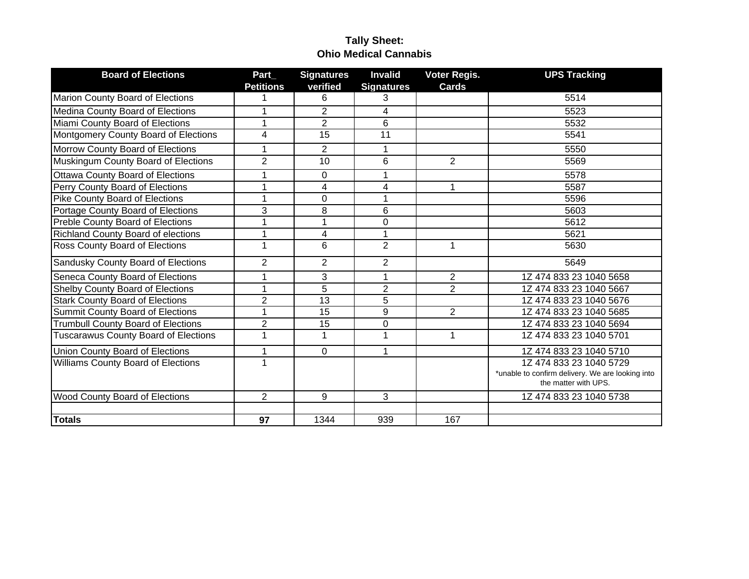**Tally Sheet:**
**Ohio Medical Cannabis**

| Board of Elections | Part_ Petitions | Signatures verified | Invalid Signatures | Voter Regis. Cards | UPS Tracking |
|---|---|---|---|---|---|
| Marion County Board of Elections | 1 | 6 | 3 | | 5514 |
| Medina County Board of Elections | 1 | 2 | 4 | | 5523 |
| Miami County Board of Elections | 1 | 2 | 6 | | 5532 |
| Montgomery County Board of Elections | 4 | 15 | 11 | | 5541 |
| Morrow County Board of Elections | 1 | 2 | 1 | | 5550 |
| Muskingum County Board of Elections | 2 | 10 | 6 | 2 | 5569 |
| Ottawa County Board of Elections | 1 | 0 | 1 | | 5578 |
| Perry County Board of Elections | 1 | 4 | 4 | 1 | 5587 |
| Pike County Board of Elections | 1 | 0 | 1 | | 5596 |
| Portage County Board of Elections | 3 | 8 | 6 | | 5603 |
| Preble County Board of Elections | 1 | 1 | 0 | | 5612 |
| Richland County Board of elections | 1 | 4 | 1 | | 5621 |
| Ross County Board of Elections | 1 | 6 | 2 | 1 | 5630 |
| Sandusky County Board of Elections | 2 | 2 | 2 | | 5649 |
| Seneca County Board of Elections | 1 | 3 | 1 | 2 | 1Z 474 833 23 1040 5658 |
| Shelby County Board of Elections | 1 | 5 | 2 | 2 | 1Z 474 833 23 1040 5667 |
| Stark County Board of Elections | 2 | 13 | 5 | | 1Z 474 833 23 1040 5676 |
| Summit County Board of Elections | 1 | 15 | 9 | 2 | 1Z 474 833 23 1040 5685 |
| Trumbull County Board of Elections | 2 | 15 | 0 | | 1Z 474 833 23 1040 5694 |
| Tuscarawus County Board of Elections | 1 | 1 | 1 | 1 | 1Z 474 833 23 1040 5701 |
| Union County Board of Elections | 1 | 0 | 1 | | 1Z 474 833 23 1040 5710 |
| Williams County Board of Elections | 1 | | | | 1Z 474 833 23 1040 5729 *unable to confirm delivery. We are looking into the matter with UPS. |
| Wood County Board of Elections | 2 | 9 | 3 | | 1Z 474 833 23 1040 5738 |
| | | | | | |
| **Totals** | **97** | 1344 | 939 | 167 | |